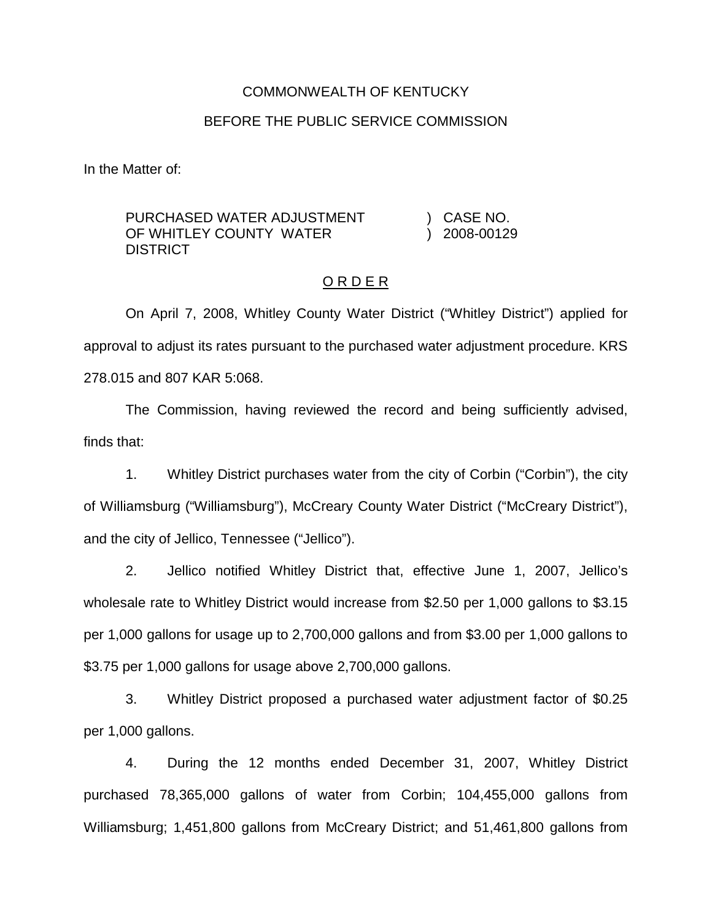COMMONWEALTH OF KENTUCKY

BEFORE THE PUBLIC SERVICE COMMISSION

In the Matter of:

| | | |
|---|---|---|
| PURCHASED WATER ADJUSTMENT OF WHITLEY COUNTY WATER DISTRICT | ) | CASE NO. 2008-00129 |

## O R D E R

On April 7, 2008, Whitley County Water District ("Whitley District") applied for approval to adjust its rates pursuant to the purchased water adjustment procedure. KRS 278.015 and 807 KAR 5:068.

The Commission, having reviewed the record and being sufficiently advised, finds that:

1. Whitley District purchases water from the city of Corbin ("Corbin"), the city of Williamsburg ("Williamsburg"), McCreary County Water District ("McCreary District"), and the city of Jellico, Tennessee ("Jellico").

2. Jellico notified Whitley District that, effective June 1, 2007, Jellico's wholesale rate to Whitley District would increase from $2.50 per 1,000 gallons to $3.15 per 1,000 gallons for usage up to 2,700,000 gallons and from $3.00 per 1,000 gallons to $3.75 per 1,000 gallons for usage above 2,700,000 gallons.

3. Whitley District proposed a purchased water adjustment factor of $0.25 per 1,000 gallons.

4. During the 12 months ended December 31, 2007, Whitley District purchased 78,365,000 gallons of water from Corbin; 104,455,000 gallons from Williamsburg; 1,451,800 gallons from McCreary District; and 51,461,800 gallons from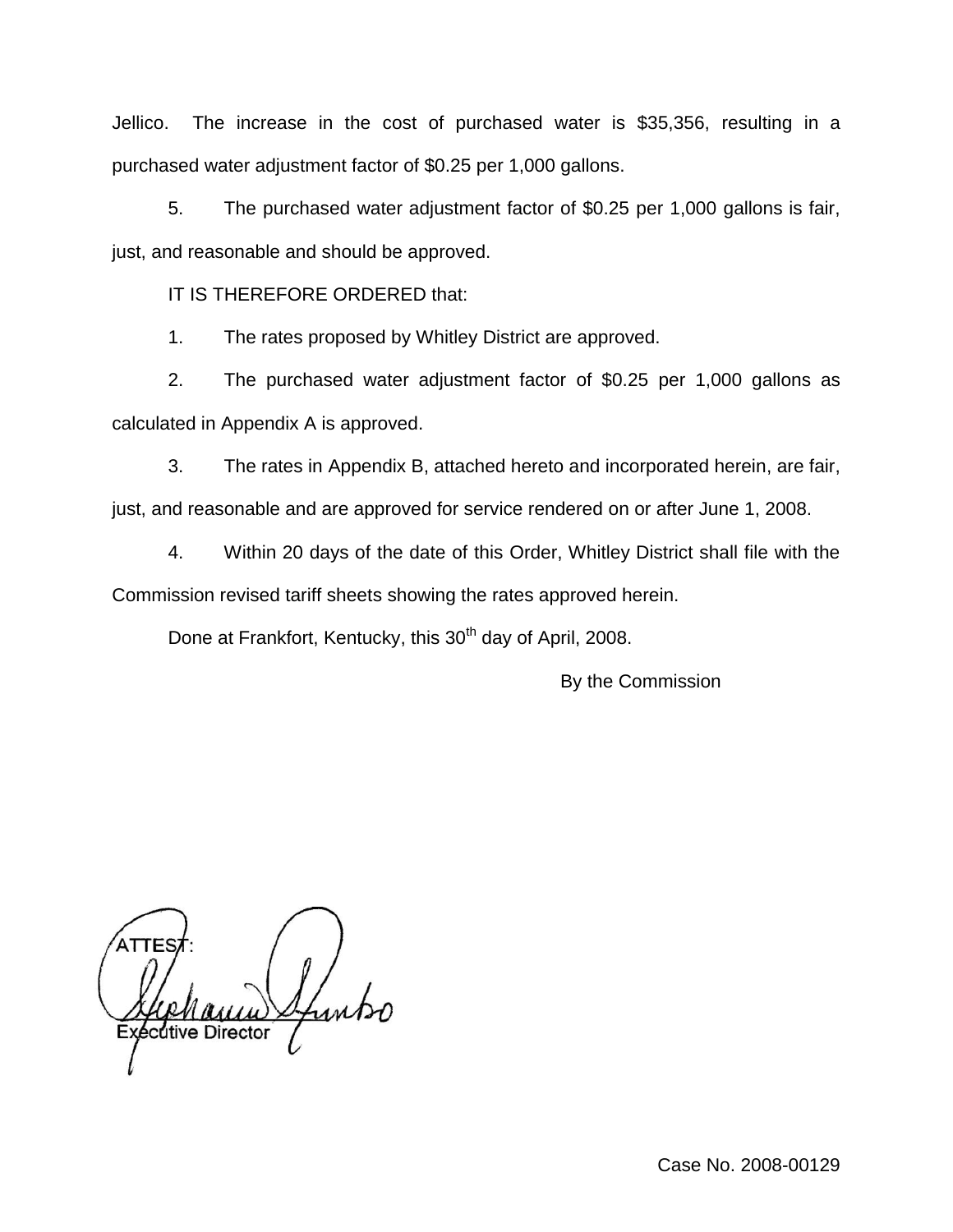Jellico. The increase in the cost of purchased water is $35,356, resulting in a purchased water adjustment factor of $0.25 per 1,000 gallons.

5. The purchased water adjustment factor of $0.25 per 1,000 gallons is fair, just, and reasonable and should be approved.

IT IS THEREFORE ORDERED that:

1. The rates proposed by Whitley District are approved.

2. The purchased water adjustment factor of $0.25 per 1,000 gallons as calculated in Appendix A is approved.

3. The rates in Appendix B, attached hereto and incorporated herein, are fair, just, and reasonable and are approved for service rendered on or after June 1, 2008.

4. Within 20 days of the date of this Order, Whitley District shall file with the Commission revised tariff sheets showing the rates approved herein.

Done at Frankfort, Kentucky, this 30th day of April, 2008.

By the Commission

ATTEST:

Executive Director

Case No. 2008-00129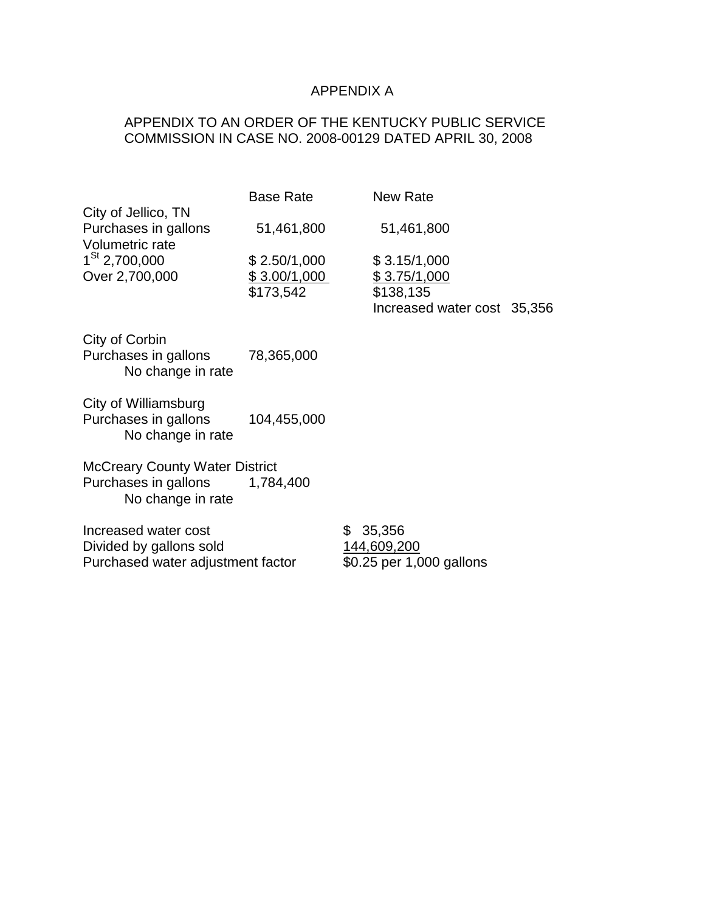APPENDIX A

APPENDIX TO AN ORDER OF THE KENTUCKY PUBLIC SERVICE COMMISSION IN CASE NO. 2008-00129 DATED APRIL 30, 2008

| | Base Rate | New Rate |
|---|---|---|
| City of Jellico, TN | | |
| Purchases in gallons | 51,461,800 | 51,461,800 |
| Volumetric rate | | |
| 1st 2,700,000 | $ 2.50/1,000 | $ 3.15/1,000 |
| Over 2,700,000 | $ 3.00/1,000 | $ 3.75/1,000 |
| | $173,542 | $138,135 |
| | | Increased water cost 35,356 |

City of Corbin
Purchases in gallons 78,365,000
No change in rate

City of Williamsburg
Purchases in gallons 104,455,000
No change in rate

McCreary County Water District
Purchases in gallons 1,784,400
No change in rate

| | |
|---|---|
| Increased water cost | $ 35,356 |
| Divided by gallons sold | 144,609,200 |
| Purchased water adjustment factor | $0.25 per 1,000 gallons |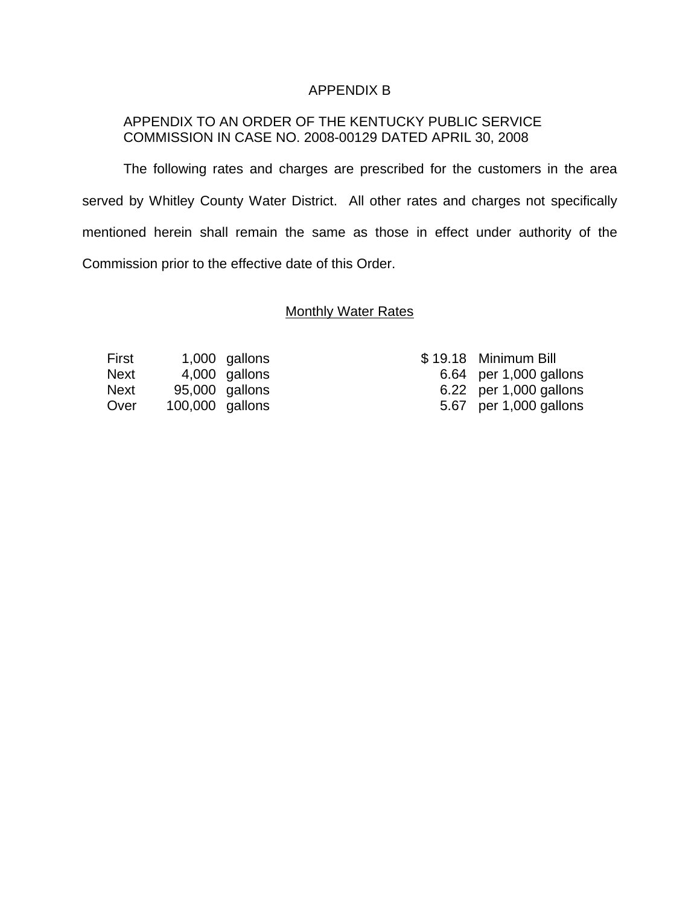# APPENDIX B

APPENDIX TO AN ORDER OF THE KENTUCKY PUBLIC SERVICE COMMISSION IN CASE NO. 2008-00129 DATED APRIL 30, 2008

The following rates and charges are prescribed for the customers in the area served by Whitley County Water District. All other rates and charges not specifically mentioned herein shall remain the same as those in effect under authority of the Commission prior to the effective date of this Order.

## Monthly Water Rates

| | | | | |
|---|---|---|---|---|
| First | 1,000 | gallons | $ 19.18 | Minimum Bill |
| Next | 4,000 | gallons | 6.64 | per 1,000 gallons |
| Next | 95,000 | gallons | 6.22 | per 1,000 gallons |
| Over | 100,000 | gallons | 5.67 | per 1,000 gallons |